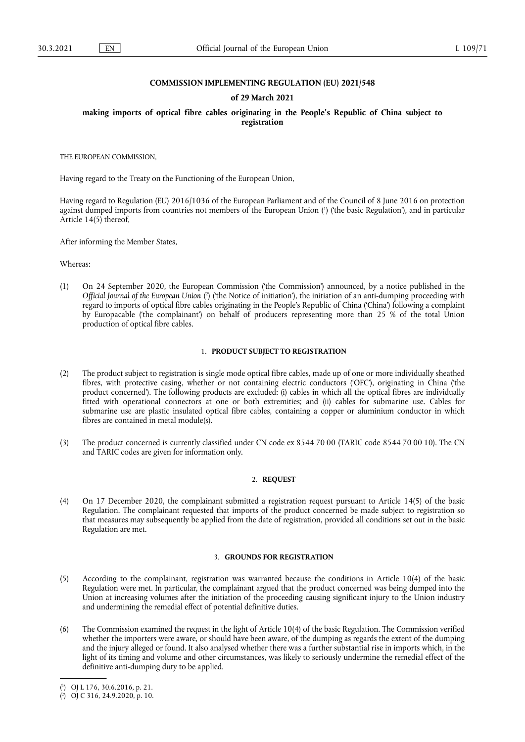**COMMISSION IMPLEMENTING REGULATION (EU) 2021/548**

**of 29 March 2021**

**making imports of optical fibre cables originating in the People's Republic of China subject to registration**

THE EUROPEAN COMMISSION,

Having regard to the Treaty on the Functioning of the European Union,

Having regard to Regulation (EU) 2016/1036 of the European Parliament and of the Council of 8 June 2016 on protection against dumped imports from countries not members of the European Union [1] ('the basic Regulation'), and in particular Article 14(5) thereof,

After informing the Member States,

Whereas:

(1) On 24 September 2020, the European Commission ('the Commission') announced, by a notice published in the *Official Journal of the European Union* [2] ('the Notice of initiation'), the initiation of an anti-dumping proceeding with regard to imports of optical fibre cables originating in the People's Republic of China ('China') following a complaint by Europacable ('the complainant') on behalf of producers representing more than 25 % of the total Union production of optical fibre cables.

## 1. PRODUCT SUBJECT TO REGISTRATION

(2) The product subject to registration is single mode optical fibre cables, made up of one or more individually sheathed fibres, with protective casing, whether or not containing electric conductors ('OFC'), originating in China ('the product concerned'). The following products are excluded: (i) cables in which all the optical fibres are individually fitted with operational connectors at one or both extremities; and (ii) cables for submarine use. Cables for submarine use are plastic insulated optical fibre cables, containing a copper or aluminium conductor in which fibres are contained in metal module(s).

(3) The product concerned is currently classified under CN code ex 8544 70 00 (TARIC code 8544 70 00 10). The CN and TARIC codes are given for information only.

## 2. REQUEST

(4) On 17 December 2020, the complainant submitted a registration request pursuant to Article 14(5) of the basic Regulation. The complainant requested that imports of the product concerned be made subject to registration so that measures may subsequently be applied from the date of registration, provided all conditions set out in the basic Regulation are met.

## 3. GROUNDS FOR REGISTRATION

(5) According to the complainant, registration was warranted because the conditions in Article 10(4) of the basic Regulation were met. In particular, the complainant argued that the product concerned was being dumped into the Union at increasing volumes after the initiation of the proceeding causing significant injury to the Union industry and undermining the remedial effect of potential definitive duties.

(6) The Commission examined the request in the light of Article 10(4) of the basic Regulation. The Commission verified whether the importers were aware, or should have been aware, of the dumping as regards the extent of the dumping and the injury alleged or found. It also analysed whether there was a further substantial rise in imports which, in the light of its timing and volume and other circumstances, was likely to seriously undermine the remedial effect of the definitive anti-dumping duty to be applied.

---

[1] OJ L 176, 30.6.2016, p. 21.

[2] OJ C 316, 24.9.2020, p. 10.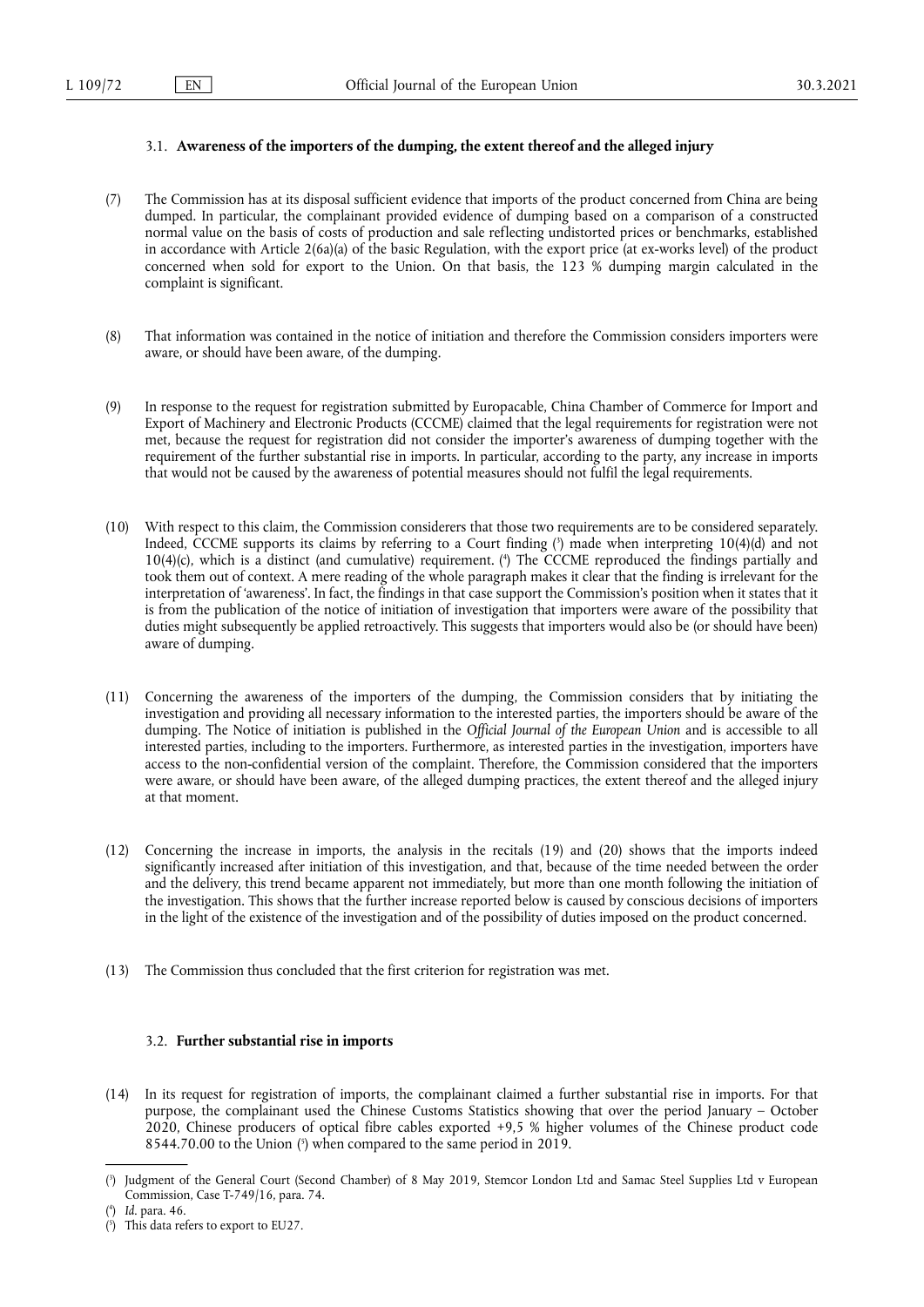### 3.1. **Awareness of the importers of the dumping, the extent thereof and the alleged injury**

(7) The Commission has at its disposal sufficient evidence that imports of the product concerned from China are being dumped. In particular, the complainant provided evidence of dumping based on a comparison of a constructed normal value on the basis of costs of production and sale reflecting undistorted prices or benchmarks, established in accordance with Article 2(6a)(a) of the basic Regulation, with the export price (at ex-works level) of the product concerned when sold for export to the Union. On that basis, the 123 % dumping margin calculated in the complaint is significant.

(8) That information was contained in the notice of initiation and therefore the Commission considers importers were aware, or should have been aware, of the dumping.

(9) In response to the request for registration submitted by Europacable, China Chamber of Commerce for Import and Export of Machinery and Electronic Products (CCCME) claimed that the legal requirements for registration were not met, because the request for registration did not consider the importer's awareness of dumping together with the requirement of the further substantial rise in imports. In particular, according to the party, any increase in imports that would not be caused by the awareness of potential measures should not fulfil the legal requirements.

(10) With respect to this claim, the Commission considerers that those two requirements are to be considered separately. Indeed, CCCME supports its claims by referring to a Court finding [3] made when interpreting 10(4)(d) and not 10(4)(c), which is a distinct (and cumulative) requirement. [4] The CCCME reproduced the findings partially and took them out of context. A mere reading of the whole paragraph makes it clear that the finding is irrelevant for the interpretation of 'awareness'. In fact, the findings in that case support the Commission's position when it states that it is from the publication of the notice of initiation of investigation that importers were aware of the possibility that duties might subsequently be applied retroactively. This suggests that importers would also be (or should have been) aware of dumping.

(11) Concerning the awareness of the importers of the dumping, the Commission considers that by initiating the investigation and providing all necessary information to the interested parties, the importers should be aware of the dumping. The Notice of initiation is published in the *Official Journal of the European Union* and is accessible to all interested parties, including to the importers. Furthermore, as interested parties in the investigation, importers have access to the non-confidential version of the complaint. Therefore, the Commission considered that the importers were aware, or should have been aware, of the alleged dumping practices, the extent thereof and the alleged injury at that moment.

(12) Concerning the increase in imports, the analysis in the recitals (19) and (20) shows that the imports indeed significantly increased after initiation of this investigation, and that, because of the time needed between the order and the delivery, this trend became apparent not immediately, but more than one month following the initiation of the investigation. This shows that the further increase reported below is caused by conscious decisions of importers in the light of the existence of the investigation and of the possibility of duties imposed on the product concerned.

(13) The Commission thus concluded that the first criterion for registration was met.

### 3.2. **Further substantial rise in imports**

(14) In its request for registration of imports, the complainant claimed a further substantial rise in imports. For that purpose, the complainant used the Chinese Customs Statistics showing that over the period January – October 2020, Chinese producers of optical fibre cables exported +9,5 % higher volumes of the Chinese product code 8544.70.00 to the Union [5] when compared to the same period in 2019.

---

[3] Judgment of the General Court (Second Chamber) of 8 May 2019, Stemcor London Ltd and Samac Steel Supplies Ltd v European Commission, Case T-749/16, para. 74.

[4] *Id*. para. 46.

[5] This data refers to export to EU27.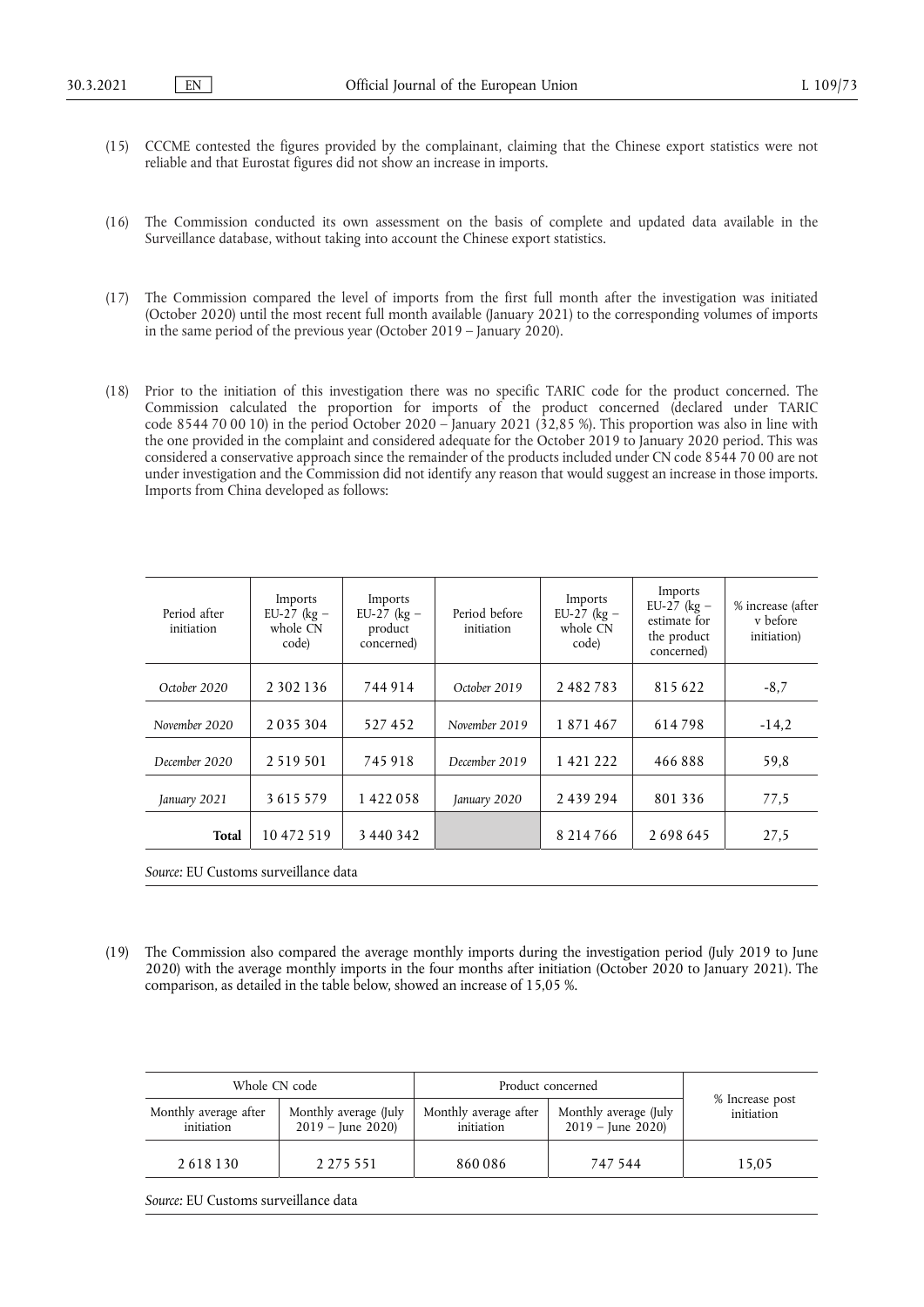(15) CCCME contested the figures provided by the complainant, claiming that the Chinese export statistics were not reliable and that Eurostat figures did not show an increase in imports.

(16) The Commission conducted its own assessment on the basis of complete and updated data available in the Surveillance database, without taking into account the Chinese export statistics.

(17) The Commission compared the level of imports from the first full month after the investigation was initiated (October 2020) until the most recent full month available (January 2021) to the corresponding volumes of imports in the same period of the previous year (October 2019 – January 2020).

(18) Prior to the initiation of this investigation there was no specific TARIC code for the product concerned. The Commission calculated the proportion for imports of the product concerned (declared under TARIC code 8544 70 00 10) in the period October 2020 – January 2021 (32,85 %). This proportion was also in line with the one provided in the complaint and considered adequate for the October 2019 to January 2020 period. This was considered a conservative approach since the remainder of the products included under CN code 8544 70 00 are not under investigation and the Commission did not identify any reason that would suggest an increase in those imports. Imports from China developed as follows:

| Period after initiation | Imports EU-27 (kg – whole CN code) | Imports EU-27 (kg – product concerned) | Period before initiation | Imports EU-27 (kg – whole CN code) | Imports EU-27 (kg – estimate for the product concerned) | % increase (after v before initiation) |
|---|---|---|---|---|---|---|
| *October 2020* | 2 302 136 | 744 914 | *October 2019* | 2 482 783 | 815 622 | -8,7 |
| *November 2020* | 2 035 304 | 527 452 | *November 2019* | 1 871 467 | 614 798 | -14,2 |
| *December 2020* | 2 519 501 | 745 918 | *December 2019* | 1 421 222 | 466 888 | 59,8 |
| *January 2021* | 3 615 579 | 1 422 058 | *January 2020* | 2 439 294 | 801 336 | 77,5 |
| **Total** | 10 472 519 | 3 440 342 | | 8 214 766 | 2 698 645 | 27,5 |

*Source:* EU Customs surveillance data

(19) The Commission also compared the average monthly imports during the investigation period (July 2019 to June 2020) with the average monthly imports in the four months after initiation (October 2020 to January 2021). The comparison, as detailed in the table below, showed an increase of 15,05 %.

| Whole CN code | | Product concerned | | % Increase post initiation |
|---|---|---|---|---|
| Monthly average after initiation | Monthly average (July 2019 – June 2020) | Monthly average after initiation | Monthly average (July 2019 – June 2020) | |
| 2 618 130 | 2 275 551 | 860 086 | 747 544 | 15,05 |

*Source:* EU Customs surveillance data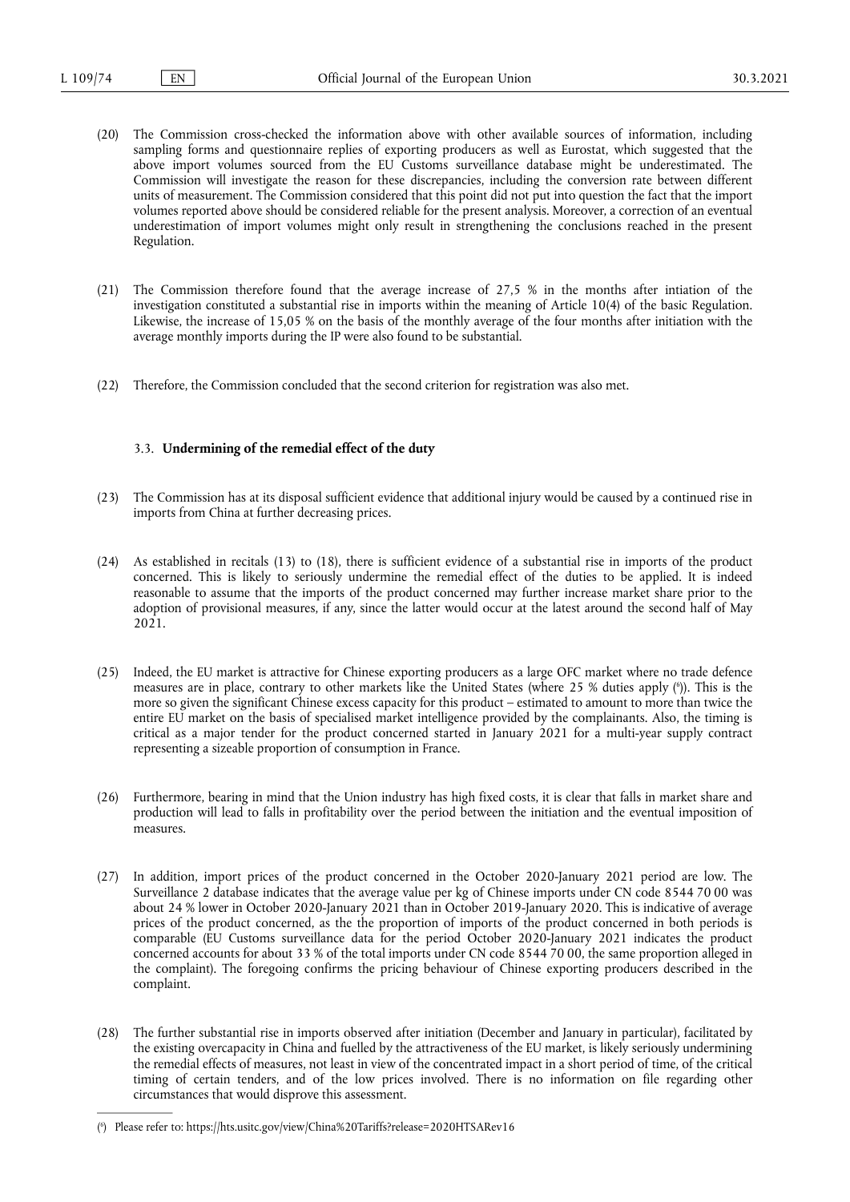(20) The Commission cross-checked the information above with other available sources of information, including sampling forms and questionnaire replies of exporting producers as well as Eurostat, which suggested that the above import volumes sourced from the EU Customs surveillance database might be underestimated. The Commission will investigate the reason for these discrepancies, including the conversion rate between different units of measurement. The Commission considered that this point did not put into question the fact that the import volumes reported above should be considered reliable for the present analysis. Moreover, a correction of an eventual underestimation of import volumes might only result in strengthening the conclusions reached in the present Regulation.

(21) The Commission therefore found that the average increase of 27,5 % in the months after intiation of the investigation constituted a substantial rise in imports within the meaning of Article 10(4) of the basic Regulation. Likewise, the increase of 15,05 % on the basis of the monthly average of the four months after initiation with the average monthly imports during the IP were also found to be substantial.

(22) Therefore, the Commission concluded that the second criterion for registration was also met.

### 3.3. **Undermining of the remedial effect of the duty**

(23) The Commission has at its disposal sufficient evidence that additional injury would be caused by a continued rise in imports from China at further decreasing prices.

(24) As established in recitals (13) to (18), there is sufficient evidence of a substantial rise in imports of the product concerned. This is likely to seriously undermine the remedial effect of the duties to be applied. It is indeed reasonable to assume that the imports of the product concerned may further increase market share prior to the adoption of provisional measures, if any, since the latter would occur at the latest around the second half of May 2021.

(25) Indeed, the EU market is attractive for Chinese exporting producers as a large OFC market where no trade defence measures are in place, contrary to other markets like the United States (where 25 % duties apply ([6])). This is the more so given the significant Chinese excess capacity for this product – estimated to amount to more than twice the entire EU market on the basis of specialised market intelligence provided by the complainants. Also, the timing is critical as a major tender for the product concerned started in January 2021 for a multi-year supply contract representing a sizeable proportion of consumption in France.

(26) Furthermore, bearing in mind that the Union industry has high fixed costs, it is clear that falls in market share and production will lead to falls in profitability over the period between the initiation and the eventual imposition of measures.

(27) In addition, import prices of the product concerned in the October 2020-January 2021 period are low. The Surveillance 2 database indicates that the average value per kg of Chinese imports under CN code 8544 70 00 was about 24 % lower in October 2020-January 2021 than in October 2019-January 2020. This is indicative of average prices of the product concerned, as the the proportion of imports of the product concerned in both periods is comparable (EU Customs surveillance data for the period October 2020-January 2021 indicates the product concerned accounts for about 33 % of the total imports under CN code 8544 70 00, the same proportion alleged in the complaint). The foregoing confirms the pricing behaviour of Chinese exporting producers described in the complaint.

(28) The further substantial rise in imports observed after initiation (December and January in particular), facilitated by the existing overcapacity in China and fuelled by the attractiveness of the EU market, is likely seriously undermining the remedial effects of measures, not least in view of the concentrated impact in a short period of time, of the critical timing of certain tenders, and of the low prices involved. There is no information on file regarding other circumstances that would disprove this assessment.

---

([6]) Please refer to: https://hts.usitc.gov/view/China%20Tariffs?release=2020HTSARev16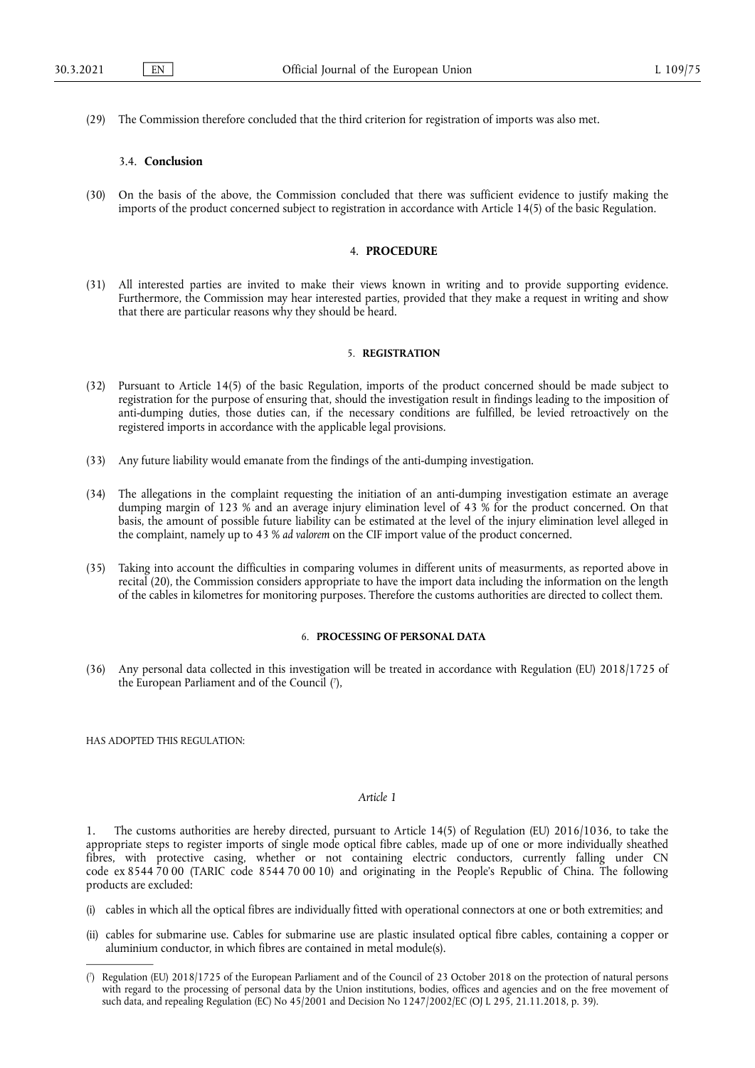(29) The Commission therefore concluded that the third criterion for registration of imports was also met.

### 3.4. **Conclusion**

(30) On the basis of the above, the Commission concluded that there was sufficient evidence to justify making the imports of the product concerned subject to registration in accordance with Article 14(5) of the basic Regulation.

## 4. **PROCEDURE**

(31) All interested parties are invited to make their views known in writing and to provide supporting evidence. Furthermore, the Commission may hear interested parties, provided that they make a request in writing and show that there are particular reasons why they should be heard.

## 5. **REGISTRATION**

(32) Pursuant to Article 14(5) of the basic Regulation, imports of the product concerned should be made subject to registration for the purpose of ensuring that, should the investigation result in findings leading to the imposition of anti-dumping duties, those duties can, if the necessary conditions are fulfilled, be levied retroactively on the registered imports in accordance with the applicable legal provisions.

(33) Any future liability would emanate from the findings of the anti-dumping investigation.

(34) The allegations in the complaint requesting the initiation of an anti-dumping investigation estimate an average dumping margin of 123 % and an average injury elimination level of 43 % for the product concerned. On that basis, the amount of possible future liability can be estimated at the level of the injury elimination level alleged in the complaint, namely up to 43 % *ad valorem* on the CIF import value of the product concerned.

(35) Taking into account the difficulties in comparing volumes in different units of measurments, as reported above in recital (20), the Commission considers appropriate to have the import data including the information on the length of the cables in kilometres for monitoring purposes. Therefore the customs authorities are directed to collect them.

## 6. **PROCESSING OF PERSONAL DATA**

(36) Any personal data collected in this investigation will be treated in accordance with Regulation (EU) 2018/1725 of the European Parliament and of the Council [7],

HAS ADOPTED THIS REGULATION:

*Article 1*

1. The customs authorities are hereby directed, pursuant to Article 14(5) of Regulation (EU) 2016/1036, to take the appropriate steps to register imports of single mode optical fibre cables, made up of one or more individually sheathed fibres, with protective casing, whether or not containing electric conductors, currently falling under CN code ex 8544 70 00 (TARIC code 8544 70 00 10) and originating in the People's Republic of China. The following products are excluded:

(i) cables in which all the optical fibres are individually fitted with operational connectors at one or both extremities; and

(ii) cables for submarine use. Cables for submarine use are plastic insulated optical fibre cables, containing a copper or aluminium conductor, in which fibres are contained in metal module(s).

---

[7] Regulation (EU) 2018/1725 of the European Parliament and of the Council of 23 October 2018 on the protection of natural persons with regard to the processing of personal data by the Union institutions, bodies, offices and agencies and on the free movement of such data, and repealing Regulation (EC) No 45/2001 and Decision No 1247/2002/EC (OJ L 295, 21.11.2018, p. 39).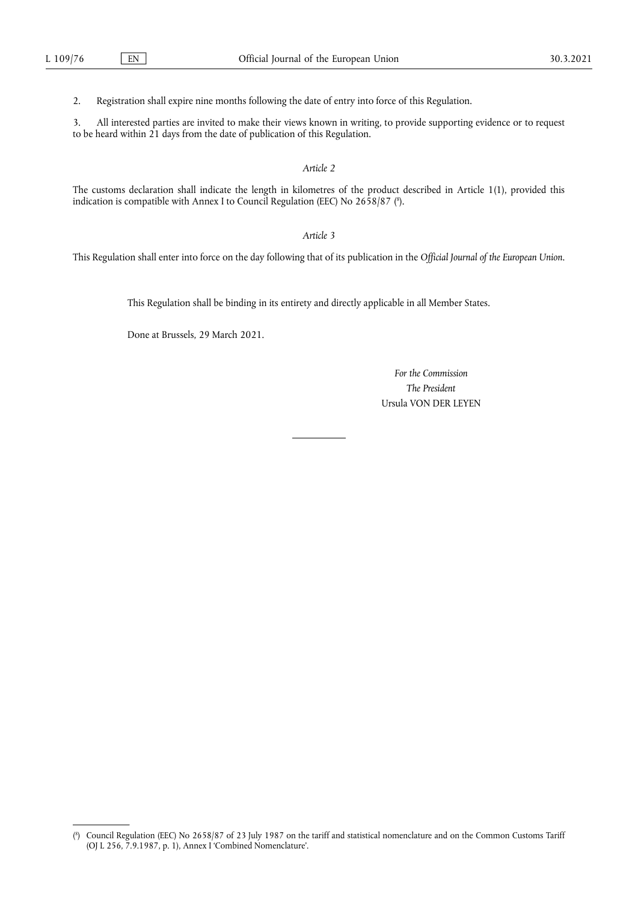2. Registration shall expire nine months following the date of entry into force of this Regulation.

3. All interested parties are invited to make their views known in writing, to provide supporting evidence or to request to be heard within 21 days from the date of publication of this Regulation.

*Article 2*

The customs declaration shall indicate the length in kilometres of the product described in Article 1(1), provided this indication is compatible with Annex I to Council Regulation (EEC) No 2658/87 ([8]).

*Article 3*

This Regulation shall enter into force on the day following that of its publication in the *Official Journal of the European Union*.

This Regulation shall be binding in its entirety and directly applicable in all Member States.

Done at Brussels, 29 March 2021.

*For the Commission*

*The President*

Ursula VON DER LEYEN

---

([8]) Council Regulation (EEC) No 2658/87 of 23 July 1987 on the tariff and statistical nomenclature and on the Common Customs Tariff (OJ L 256, 7.9.1987, p. 1), Annex I 'Combined Nomenclature'.